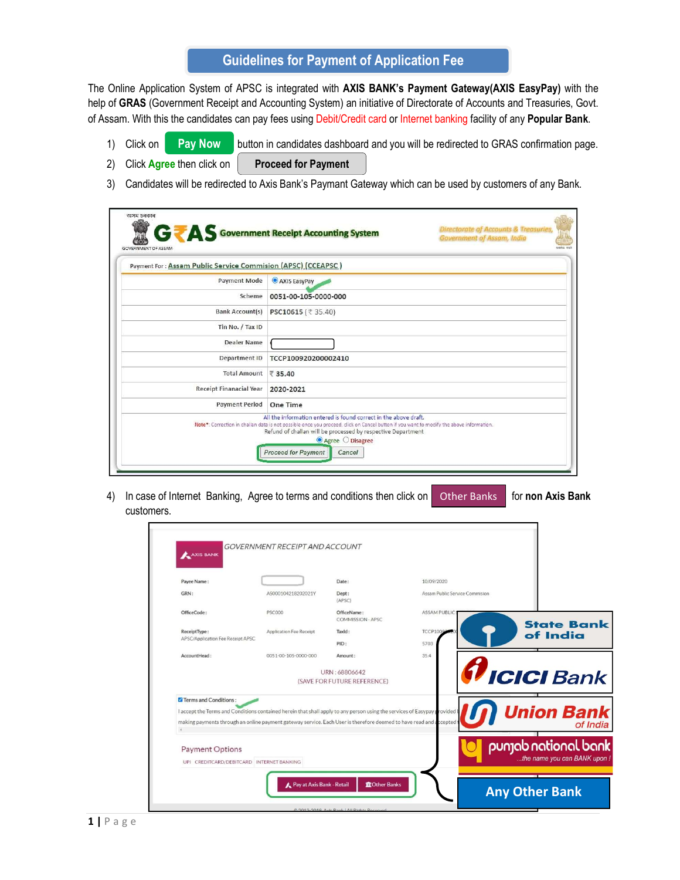# Guidelines for Payment of Application Fee

The Online Application System of APSC is integrated with **AXIS BANK's Payment Gateway(AXIS EasyPay)** with the help of **GRAS** (Government Receipt and Accounting System) an initiative of Directorate of Accounts and Treasuries, Govt. of Assam. With this the candidates can pay fees using Debit/Credit card or Internet banking facility of any **Popular Bank**.

1) Click on **Pay Now** button in candidates dashboard and you will be redirected to GRAS confirmation page.
2) Click **Agree** then click on **Proceed for Payment**
3) Candidates will be redirected to Axis Bank's Paymant Gateway which can be used by customers of any Bank.

GRAS Government Receipt Accounting System — Directorate of Accounts & Treasuries, Government of Assam, India

Payment For : Assam Public Service Commision (APSC) (CCEAPSC)

| | |
|---|---|
| Payment Mode | AXIS EasyPay |
| Scheme | 0051-00-105-0000-000 |
| Bank Account(s) | PSC10615 ( ₹ 35.40) |
| Tin No. / Tax ID | |
| Dealer Name | |
| Department ID | TCCP100920200002410 |
| Total Amount | ₹ 35.40 |
| Receipt Finanacial Year | 2020-2021 |
| Payment Period | One Time |

All the information entered is found correct in the above draft.
Note*: Correction in challan data is not possible once you proceed, click on Cancel button if you want to modify the above information.
Refund of challan will be processed by respective Department

Agree / Disagree

Proceed for Payment | Cancel

4) In case of Internet Banking, Agree to terms and conditions then click on **Other Banks** for **non Axis Bank** customers.

AXIS BANK — GOVERNMENT RECEIPT AND ACCOUNT

| | | | |
|---|---|---|---|
| Payee Name : | | Date : | 10/09/2020 |
| GRN : | AS000104218202021Y | Dept : (APSC) | Assam Public Service Commision |
| OfficeCode : | PSC000 | OfficeName : COMMISSION - APSC | ASSAM PUBLIC |
| ReceiptType : APSC/Application Fee Receipt APSC | Application Fee Receipt | TaxId : | TCCP1009 |
| | | PID : | 5703 |
| AccountHead : | 0051-00-105-0000-000 | Amount : | 35.4 |

URN : 68806642
(SAVE FOR FUTURE REFERENCE)

Terms and Conditions :
I accept the Terms and Conditions contained herein that shall apply to any person using the services of Easypay provided ... making payments through an online payment gateway service. Each User is therefore deemed to have read and accepted ...

Payment Options
UPI | CREDITCARD/DEBITCARD | INTERNET BANKING

Pay at Axis Bank - Retail | Other Banks

State Bank of India | ICICI Bank | Union Bank of India | punjab national bank ...the name you can BANK upon ! | Any Other Bank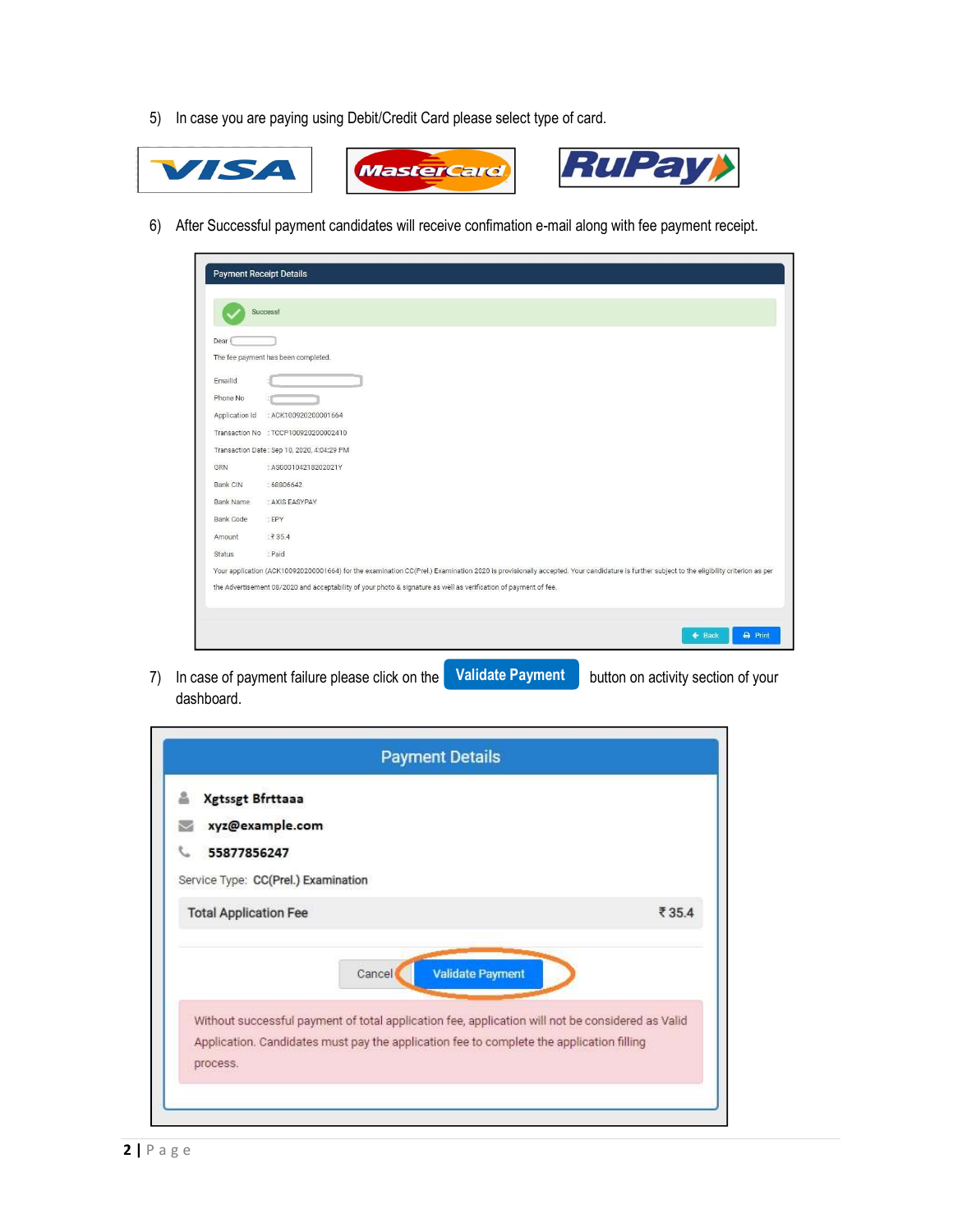5) In case you are paying using Debit/Credit Card please select type of card.

VISA | MasterCard | RuPay

6) After Successful payment candidates will receive confimation e-mail along with fee payment receipt.

**Payment Receipt Details**

Success!

Dear

The fee payment has been completed.

| | |
|---|---|
| EmailId | : |
| Phone No | : |
| Application Id | : ACK100920200001664 |
| Transaction No | : TCCP100920200002410 |
| Transaction Date | : Sep 10, 2020, 4:04:29 PM |
| GRN | : AS000104218202021Y |
| Bank CIN | : 68806642 |
| Bank Name | : AXIS EASYPAY |
| Bank Code | : EPY |
| Amount | : ₹ 35.4 |
| Status | : Paid |

Your application (ACK100920200001664) for the examination CC(Prel.) Examination 2020 is provisionally accepted. Your candidature is further subject to the eligibility criterion as per the Advertisement 08/2020 and acceptability of your photo & signature as well as verification of payment of fee.

Back | Print

7) In case of payment failure please click on the **Validate Payment** button on activity section of your dashboard.

**Payment Details**

Xgtssgt Bfrttaaa

xyz@example.com

55877856247

Service Type: CC(Prel.) Examination

| Total Application Fee | ₹ 35.4 |
|---|---|

Cancel | Validate Payment

Without successful payment of total application fee, application will not be considered as Valid Application. Candidates must pay the application fee to complete the application filling process.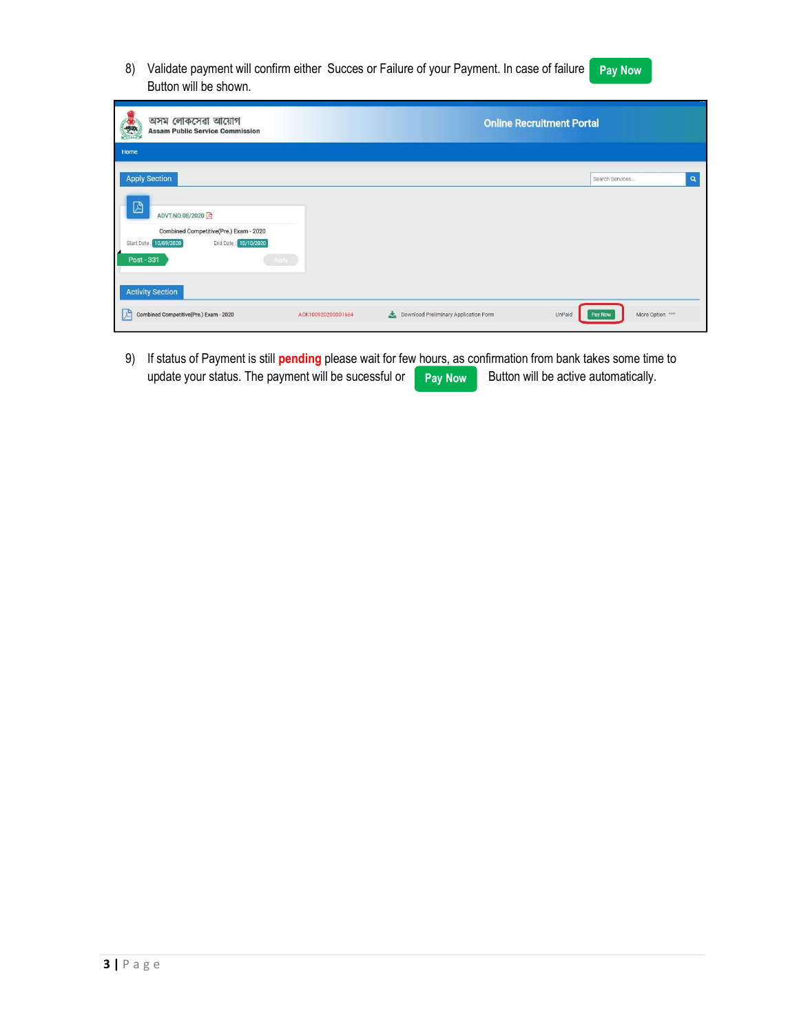8) Validate payment will confirm either Succes or Failure of your Payment. In case of failure **Pay Now** Button will be shown.

9) If status of Payment is still **pending** please wait for few hours, as confirmation from bank takes some time to update your status. The payment will be sucessful or **Pay Now** Button will be active automatically.